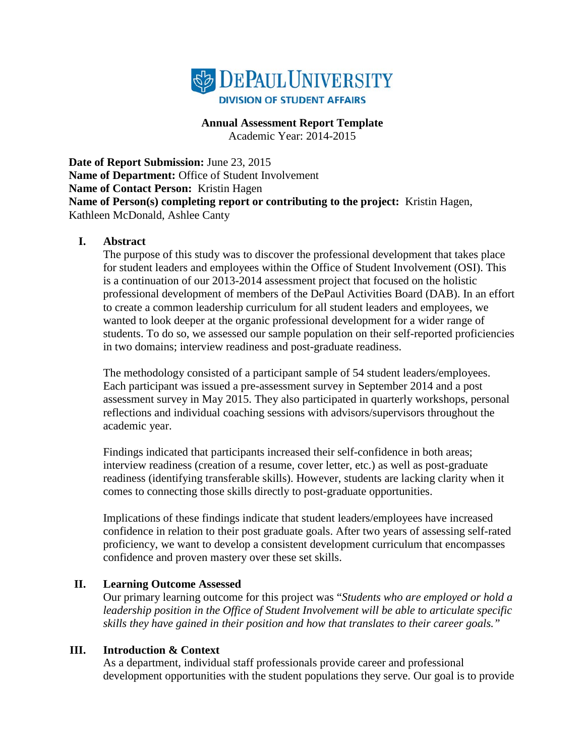**DePaul University**
**DIVISION OF STUDENT AFFAIRS**

**Annual Assessment Report Template**
Academic Year: 2014-2015

**Date of Report Submission:** June 23, 2015
**Name of Department:** Office of Student Involvement
**Name of Contact Person:** Kristin Hagen
**Name of Person(s) completing report or contributing to the project:** Kristin Hagen, Kathleen McDonald, Ashlee Canty

## I. Abstract

The purpose of this study was to discover the professional development that takes place for student leaders and employees within the Office of Student Involvement (OSI). This is a continuation of our 2013-2014 assessment project that focused on the holistic professional development of members of the DePaul Activities Board (DAB). In an effort to create a common leadership curriculum for all student leaders and employees, we wanted to look deeper at the organic professional development for a wider range of students. To do so, we assessed our sample population on their self-reported proficiencies in two domains; interview readiness and post-graduate readiness.

The methodology consisted of a participant sample of 54 student leaders/employees. Each participant was issued a pre-assessment survey in September 2014 and a post assessment survey in May 2015. They also participated in quarterly workshops, personal reflections and individual coaching sessions with advisors/supervisors throughout the academic year.

Findings indicated that participants increased their self-confidence in both areas; interview readiness (creation of a resume, cover letter, etc.) as well as post-graduate readiness (identifying transferable skills). However, students are lacking clarity when it comes to connecting those skills directly to post-graduate opportunities.

Implications of these findings indicate that student leaders/employees have increased confidence in relation to their post graduate goals. After two years of assessing self-rated proficiency, we want to develop a consistent development curriculum that encompasses confidence and proven mastery over these set skills.

## II. Learning Outcome Assessed

Our primary learning outcome for this project was "*Students who are employed or hold a leadership position in the Office of Student Involvement will be able to articulate specific skills they have gained in their position and how that translates to their career goals.*"

## III. Introduction & Context

As a department, individual staff professionals provide career and professional development opportunities with the student populations they serve. Our goal is to provide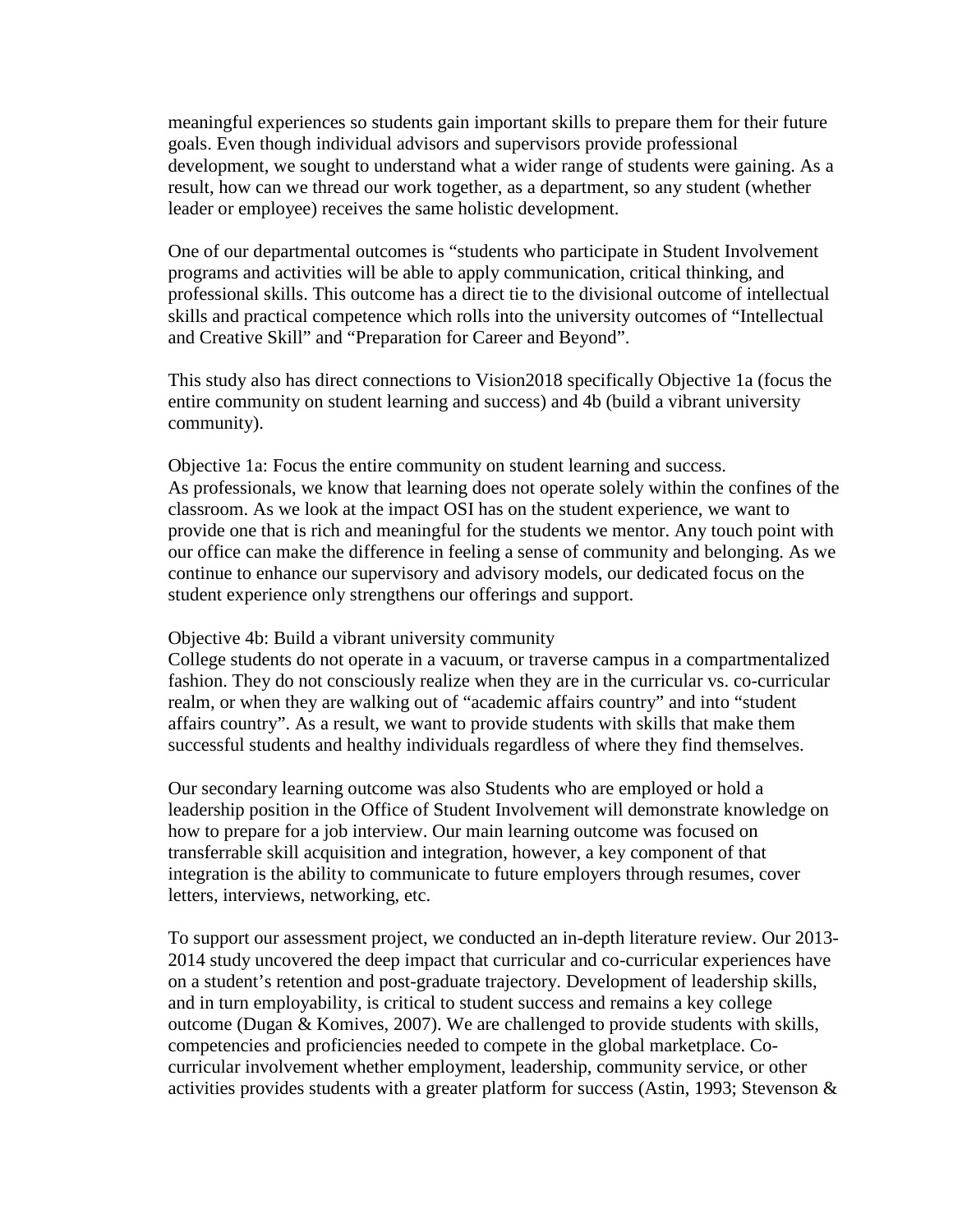meaningful experiences so students gain important skills to prepare them for their future goals. Even though individual advisors and supervisors provide professional development, we sought to understand what a wider range of students were gaining. As a result, how can we thread our work together, as a department, so any student (whether leader or employee) receives the same holistic development.

One of our departmental outcomes is "students who participate in Student Involvement programs and activities will be able to apply communication, critical thinking, and professional skills. This outcome has a direct tie to the divisional outcome of intellectual skills and practical competence which rolls into the university outcomes of "Intellectual and Creative Skill" and "Preparation for Career and Beyond".

This study also has direct connections to Vision2018 specifically Objective 1a (focus the entire community on student learning and success) and 4b (build a vibrant university community).

Objective 1a: Focus the entire community on student learning and success.
As professionals, we know that learning does not operate solely within the confines of the classroom. As we look at the impact OSI has on the student experience, we want to provide one that is rich and meaningful for the students we mentor. Any touch point with our office can make the difference in feeling a sense of community and belonging. As we continue to enhance our supervisory and advisory models, our dedicated focus on the student experience only strengthens our offerings and support.

Objective 4b: Build a vibrant university community
College students do not operate in a vacuum, or traverse campus in a compartmentalized fashion. They do not consciously realize when they are in the curricular vs. co-curricular realm, or when they are walking out of "academic affairs country" and into "student affairs country". As a result, we want to provide students with skills that make them successful students and healthy individuals regardless of where they find themselves.

Our secondary learning outcome was also Students who are employed or hold a leadership position in the Office of Student Involvement will demonstrate knowledge on how to prepare for a job interview. Our main learning outcome was focused on transferrable skill acquisition and integration, however, a key component of that integration is the ability to communicate to future employers through resumes, cover letters, interviews, networking, etc.

To support our assessment project, we conducted an in-depth literature review. Our 2013-2014 study uncovered the deep impact that curricular and co-curricular experiences have on a student's retention and post-graduate trajectory. Development of leadership skills, and in turn employability, is critical to student success and remains a key college outcome (Dugan & Komives, 2007). We are challenged to provide students with skills, competencies and proficiencies needed to compete in the global marketplace. Co-curricular involvement whether employment, leadership, community service, or other activities provides students with a greater platform for success (Astin, 1993; Stevenson &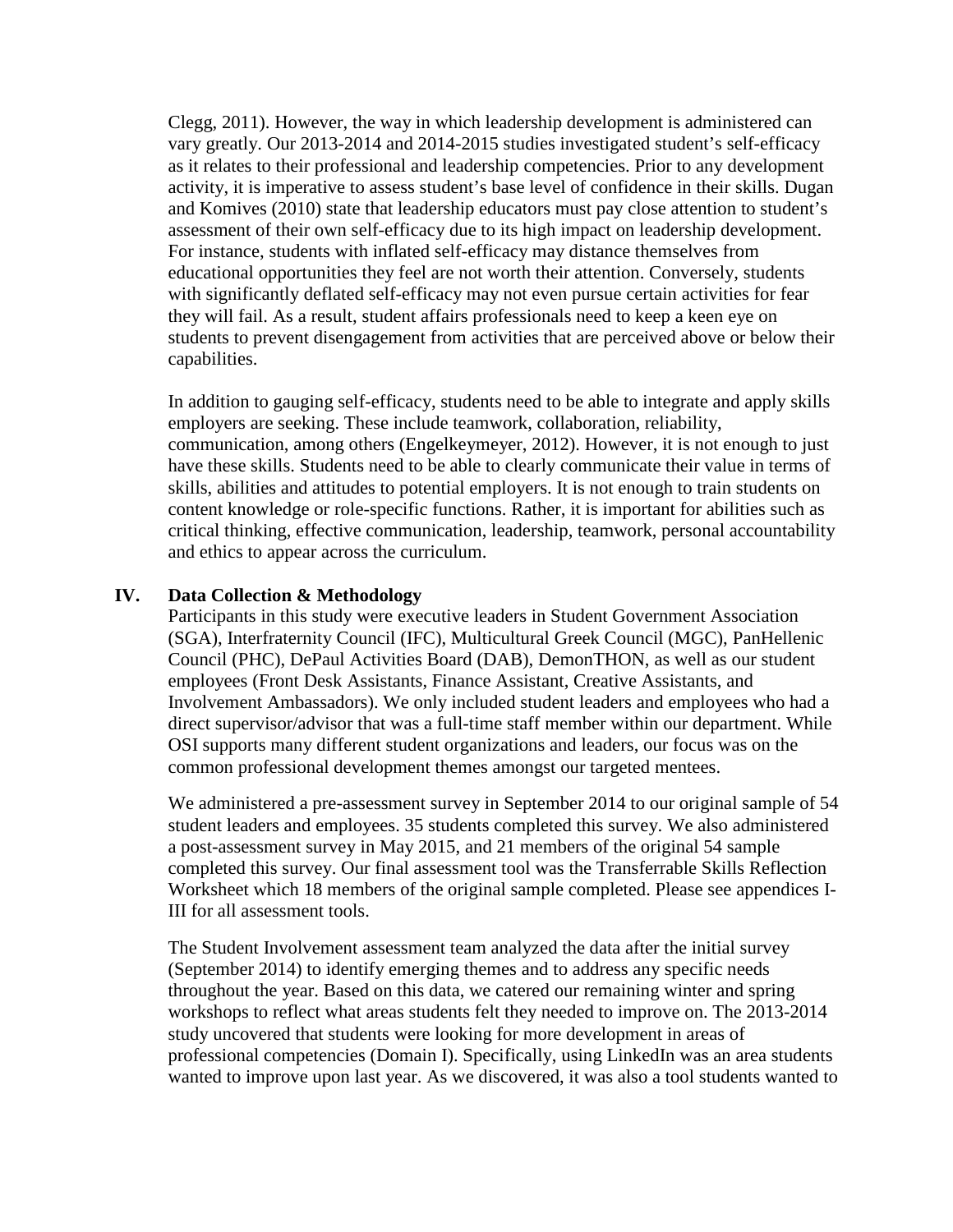Clegg, 2011). However, the way in which leadership development is administered can vary greatly. Our 2013-2014 and 2014-2015 studies investigated student's self-efficacy as it relates to their professional and leadership competencies. Prior to any development activity, it is imperative to assess student's base level of confidence in their skills. Dugan and Komives (2010) state that leadership educators must pay close attention to student's assessment of their own self-efficacy due to its high impact on leadership development. For instance, students with inflated self-efficacy may distance themselves from educational opportunities they feel are not worth their attention. Conversely, students with significantly deflated self-efficacy may not even pursue certain activities for fear they will fail. As a result, student affairs professionals need to keep a keen eye on students to prevent disengagement from activities that are perceived above or below their capabilities.

In addition to gauging self-efficacy, students need to be able to integrate and apply skills employers are seeking. These include teamwork, collaboration, reliability, communication, among others (Engelkeymeyer, 2012). However, it is not enough to just have these skills. Students need to be able to clearly communicate their value in terms of skills, abilities and attitudes to potential employers. It is not enough to train students on content knowledge or role-specific functions. Rather, it is important for abilities such as critical thinking, effective communication, leadership, teamwork, personal accountability and ethics to appear across the curriculum.

## IV. Data Collection & Methodology

Participants in this study were executive leaders in Student Government Association (SGA), Interfraternity Council (IFC), Multicultural Greek Council (MGC), PanHellenic Council (PHC), DePaul Activities Board (DAB), DemonTHON, as well as our student employees (Front Desk Assistants, Finance Assistant, Creative Assistants, and Involvement Ambassadors). We only included student leaders and employees who had a direct supervisor/advisor that was a full-time staff member within our department. While OSI supports many different student organizations and leaders, our focus was on the common professional development themes amongst our targeted mentees.

We administered a pre-assessment survey in September 2014 to our original sample of 54 student leaders and employees. 35 students completed this survey. We also administered a post-assessment survey in May 2015, and 21 members of the original 54 sample completed this survey. Our final assessment tool was the Transferrable Skills Reflection Worksheet which 18 members of the original sample completed. Please see appendices I-III for all assessment tools.

The Student Involvement assessment team analyzed the data after the initial survey (September 2014) to identify emerging themes and to address any specific needs throughout the year. Based on this data, we catered our remaining winter and spring workshops to reflect what areas students felt they needed to improve on. The 2013-2014 study uncovered that students were looking for more development in areas of professional competencies (Domain I). Specifically, using LinkedIn was an area students wanted to improve upon last year. As we discovered, it was also a tool students wanted to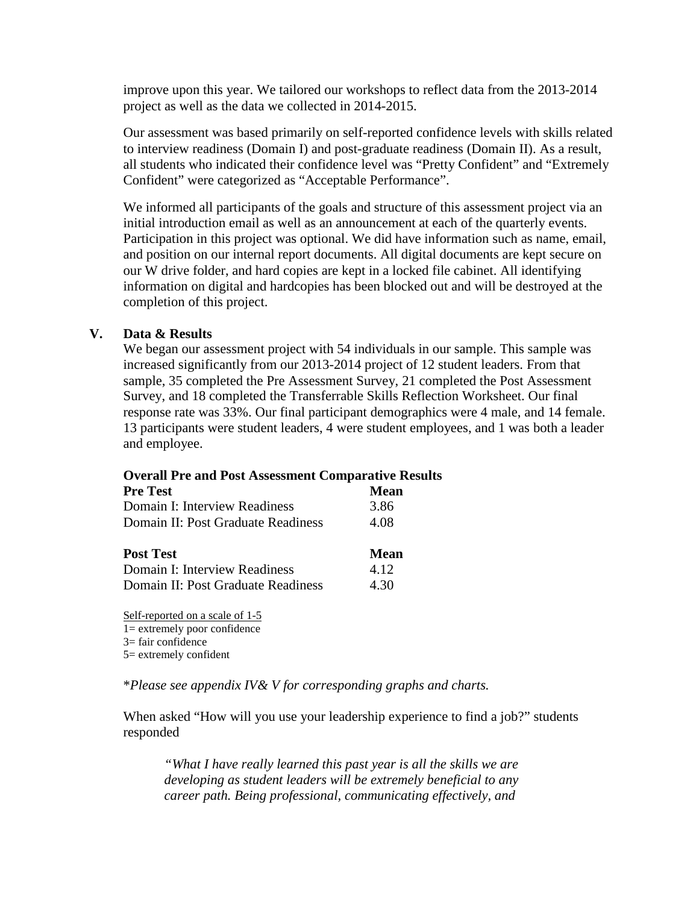improve upon this year. We tailored our workshops to reflect data from the 2013-2014 project as well as the data we collected in 2014-2015.

Our assessment was based primarily on self-reported confidence levels with skills related to interview readiness (Domain I) and post-graduate readiness (Domain II). As a result, all students who indicated their confidence level was "Pretty Confident" and "Extremely Confident" were categorized as "Acceptable Performance".

We informed all participants of the goals and structure of this assessment project via an initial introduction email as well as an announcement at each of the quarterly events. Participation in this project was optional. We did have information such as name, email, and position on our internal report documents. All digital documents are kept secure on our W drive folder, and hard copies are kept in a locked file cabinet. All identifying information on digital and hardcopies has been blocked out and will be destroyed at the completion of this project.

## V. Data & Results

We began our assessment project with 54 individuals in our sample. This sample was increased significantly from our 2013-2014 project of 12 student leaders. From that sample, 35 completed the Pre Assessment Survey, 21 completed the Post Assessment Survey, and 18 completed the Transferrable Skills Reflection Worksheet. Our final response rate was 33%. Our final participant demographics were 4 male, and 14 female. 13 participants were student leaders, 4 were student employees, and 1 was both a leader and employee.

**Overall Pre and Post Assessment Comparative Results**

| **Pre Test** | **Mean** |
|---|---|
| Domain I: Interview Readiness | 3.86 |
| Domain II: Post Graduate Readiness | 4.08 |

| **Post Test** | **Mean** |
|---|---|
| Domain I: Interview Readiness | 4.12 |
| Domain II: Post Graduate Readiness | 4.30 |

Self-reported on a scale of 1-5
1= extremely poor confidence
3= fair confidence
5= extremely confident

*\*Please see appendix IV& V for corresponding graphs and charts.*

When asked "How will you use your leadership experience to find a job?" students responded

> *"What I have really learned this past year is all the skills we are developing as student leaders will be extremely beneficial to any career path. Being professional, communicating effectively, and*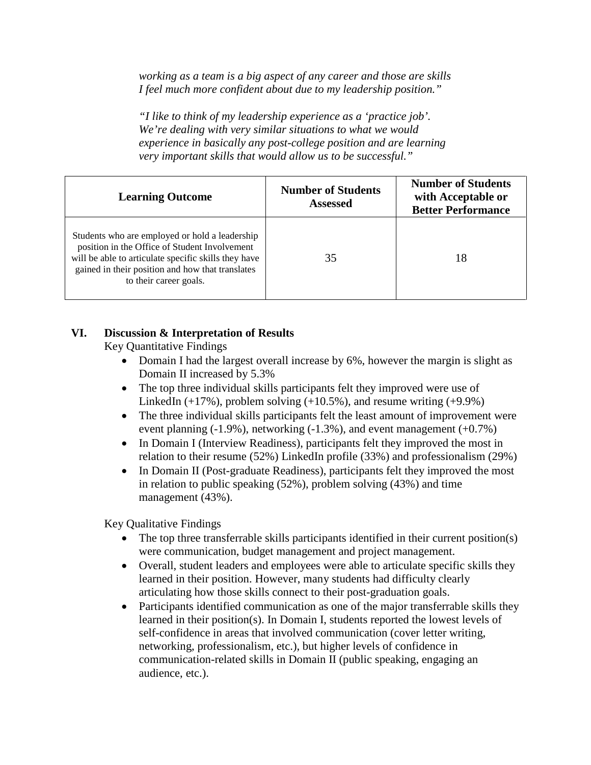*working as a team is a big aspect of any career and those are skills I feel much more confident about due to my leadership position."*

*"I like to think of my leadership experience as a 'practice job'. We're dealing with very similar situations to what we would experience in basically any post-college position and are learning very important skills that would allow us to be successful."*

| Learning Outcome | Number of Students Assessed | Number of Students with Acceptable or Better Performance |
|---|---|---|
| Students who are employed or hold a leadership position in the Office of Student Involvement will be able to articulate specific skills they have gained in their position and how that translates to their career goals. | 35 | 18 |

## VI. Discussion & Interpretation of Results

Key Quantitative Findings

- Domain I had the largest overall increase by 6%, however the margin is slight as Domain II increased by 5.3%
- The top three individual skills participants felt they improved were use of LinkedIn (+17%), problem solving (+10.5%), and resume writing (+9.9%)
- The three individual skills participants felt the least amount of improvement were event planning (-1.9%), networking (-1.3%), and event management (+0.7%)
- In Domain I (Interview Readiness), participants felt they improved the most in relation to their resume (52%) LinkedIn profile (33%) and professionalism (29%)
- In Domain II (Post-graduate Readiness), participants felt they improved the most in relation to public speaking (52%), problem solving (43%) and time management (43%).

Key Qualitative Findings

- The top three transferrable skills participants identified in their current position(s) were communication, budget management and project management.
- Overall, student leaders and employees were able to articulate specific skills they learned in their position. However, many students had difficulty clearly articulating how those skills connect to their post-graduation goals.
- Participants identified communication as one of the major transferrable skills they learned in their position(s). In Domain I, students reported the lowest levels of self-confidence in areas that involved communication (cover letter writing, networking, professionalism, etc.), but higher levels of confidence in communication-related skills in Domain II (public speaking, engaging an audience, etc.).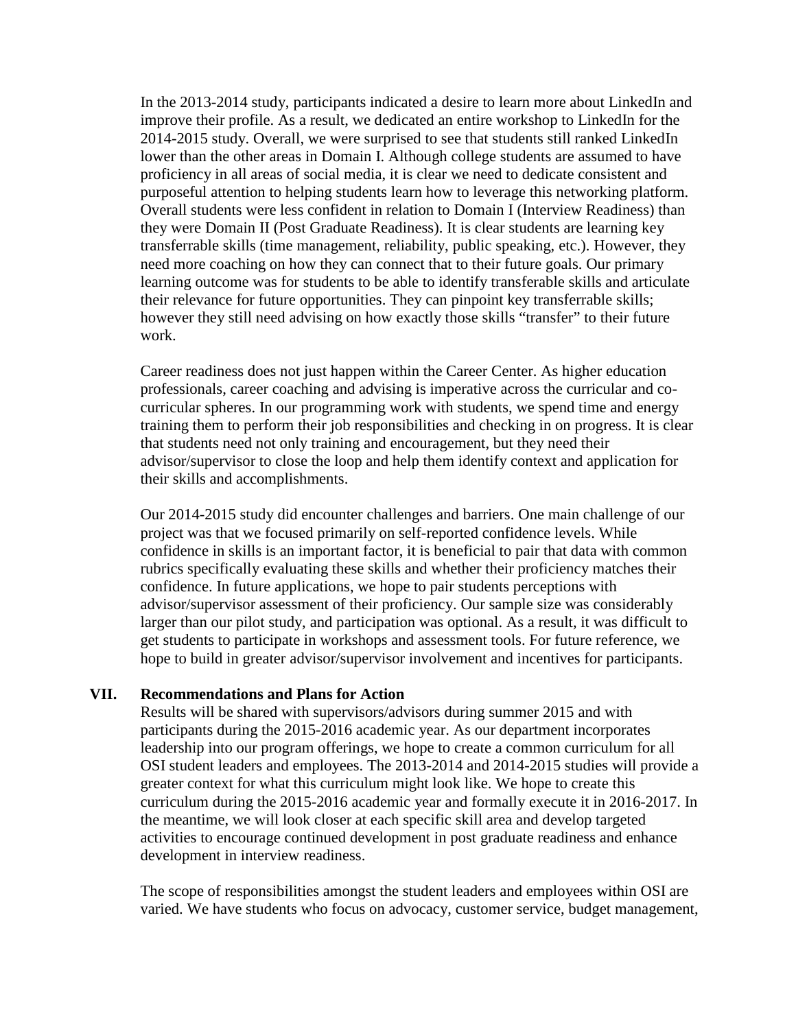In the 2013-2014 study, participants indicated a desire to learn more about LinkedIn and improve their profile. As a result, we dedicated an entire workshop to LinkedIn for the 2014-2015 study. Overall, we were surprised to see that students still ranked LinkedIn lower than the other areas in Domain I. Although college students are assumed to have proficiency in all areas of social media, it is clear we need to dedicate consistent and purposeful attention to helping students learn how to leverage this networking platform. Overall students were less confident in relation to Domain I (Interview Readiness) than they were Domain II (Post Graduate Readiness). It is clear students are learning key transferrable skills (time management, reliability, public speaking, etc.). However, they need more coaching on how they can connect that to their future goals. Our primary learning outcome was for students to be able to identify transferable skills and articulate their relevance for future opportunities. They can pinpoint key transferrable skills; however they still need advising on how exactly those skills "transfer" to their future work.

Career readiness does not just happen within the Career Center. As higher education professionals, career coaching and advising is imperative across the curricular and co-curricular spheres. In our programming work with students, we spend time and energy training them to perform their job responsibilities and checking in on progress. It is clear that students need not only training and encouragement, but they need their advisor/supervisor to close the loop and help them identify context and application for their skills and accomplishments.

Our 2014-2015 study did encounter challenges and barriers. One main challenge of our project was that we focused primarily on self-reported confidence levels. While confidence in skills is an important factor, it is beneficial to pair that data with common rubrics specifically evaluating these skills and whether their proficiency matches their confidence. In future applications, we hope to pair students perceptions with advisor/supervisor assessment of their proficiency. Our sample size was considerably larger than our pilot study, and participation was optional. As a result, it was difficult to get students to participate in workshops and assessment tools. For future reference, we hope to build in greater advisor/supervisor involvement and incentives for participants.

## VII. Recommendations and Plans for Action

Results will be shared with supervisors/advisors during summer 2015 and with participants during the 2015-2016 academic year. As our department incorporates leadership into our program offerings, we hope to create a common curriculum for all OSI student leaders and employees. The 2013-2014 and 2014-2015 studies will provide a greater context for what this curriculum might look like. We hope to create this curriculum during the 2015-2016 academic year and formally execute it in 2016-2017. In the meantime, we will look closer at each specific skill area and develop targeted activities to encourage continued development in post graduate readiness and enhance development in interview readiness.

The scope of responsibilities amongst the student leaders and employees within OSI are varied. We have students who focus on advocacy, customer service, budget management,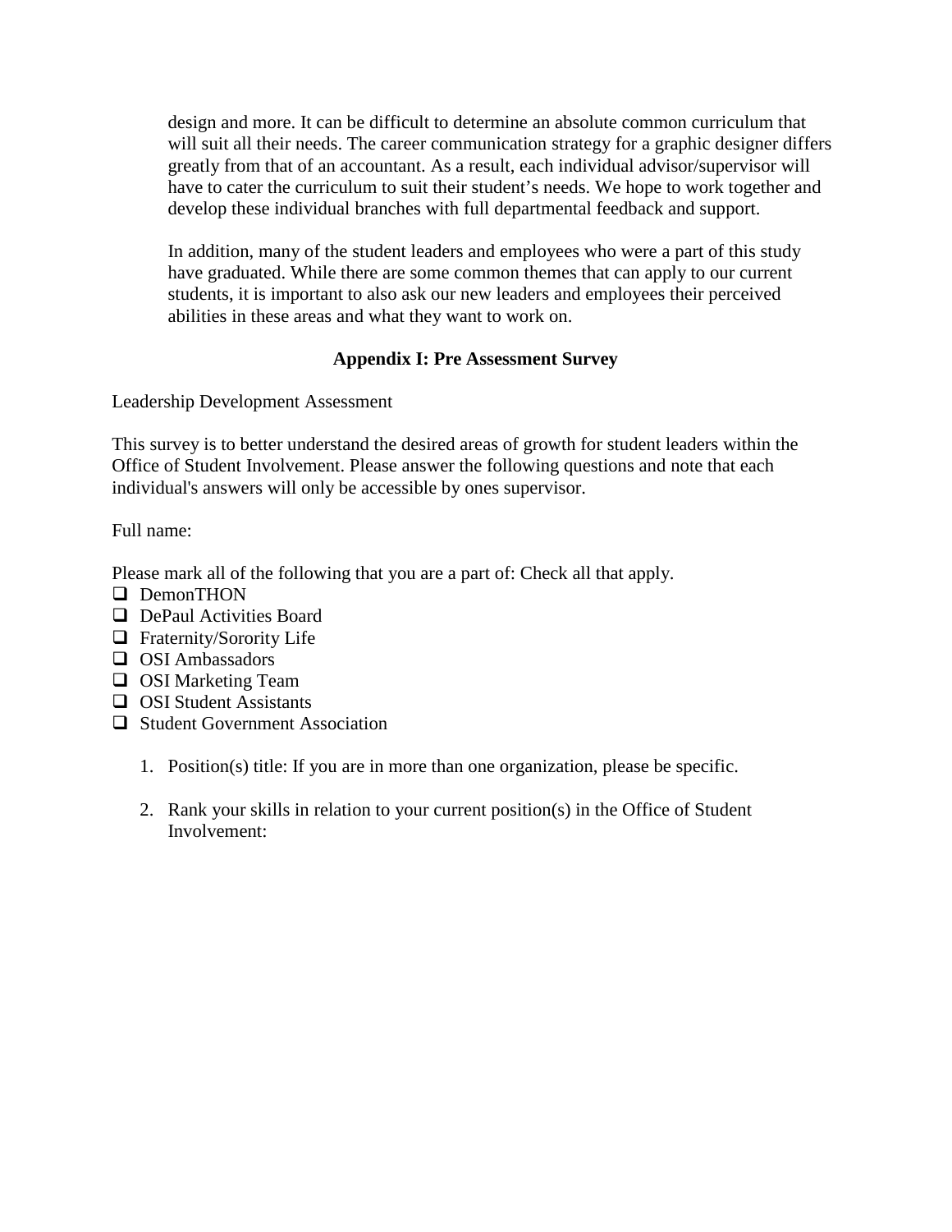design and more. It can be difficult to determine an absolute common curriculum that will suit all their needs. The career communication strategy for a graphic designer differs greatly from that of an accountant. As a result, each individual advisor/supervisor will have to cater the curriculum to suit their student's needs. We hope to work together and develop these individual branches with full departmental feedback and support.

In addition, many of the student leaders and employees who were a part of this study have graduated. While there are some common themes that can apply to our current students, it is important to also ask our new leaders and employees their perceived abilities in these areas and what they want to work on.

## Appendix I: Pre Assessment Survey

Leadership Development Assessment

This survey is to better understand the desired areas of growth for student leaders within the Office of Student Involvement. Please answer the following questions and note that each individual's answers will only be accessible by ones supervisor.

Full name:

Please mark all of the following that you are a part of: Check all that apply.

- [ ] DemonTHON
- [ ] DePaul Activities Board
- [ ] Fraternity/Sorority Life
- [ ] OSI Ambassadors
- [ ] OSI Marketing Team
- [ ] OSI Student Assistants
- [ ] Student Government Association

1. Position(s) title: If you are in more than one organization, please be specific.

2. Rank your skills in relation to your current position(s) in the Office of Student Involvement: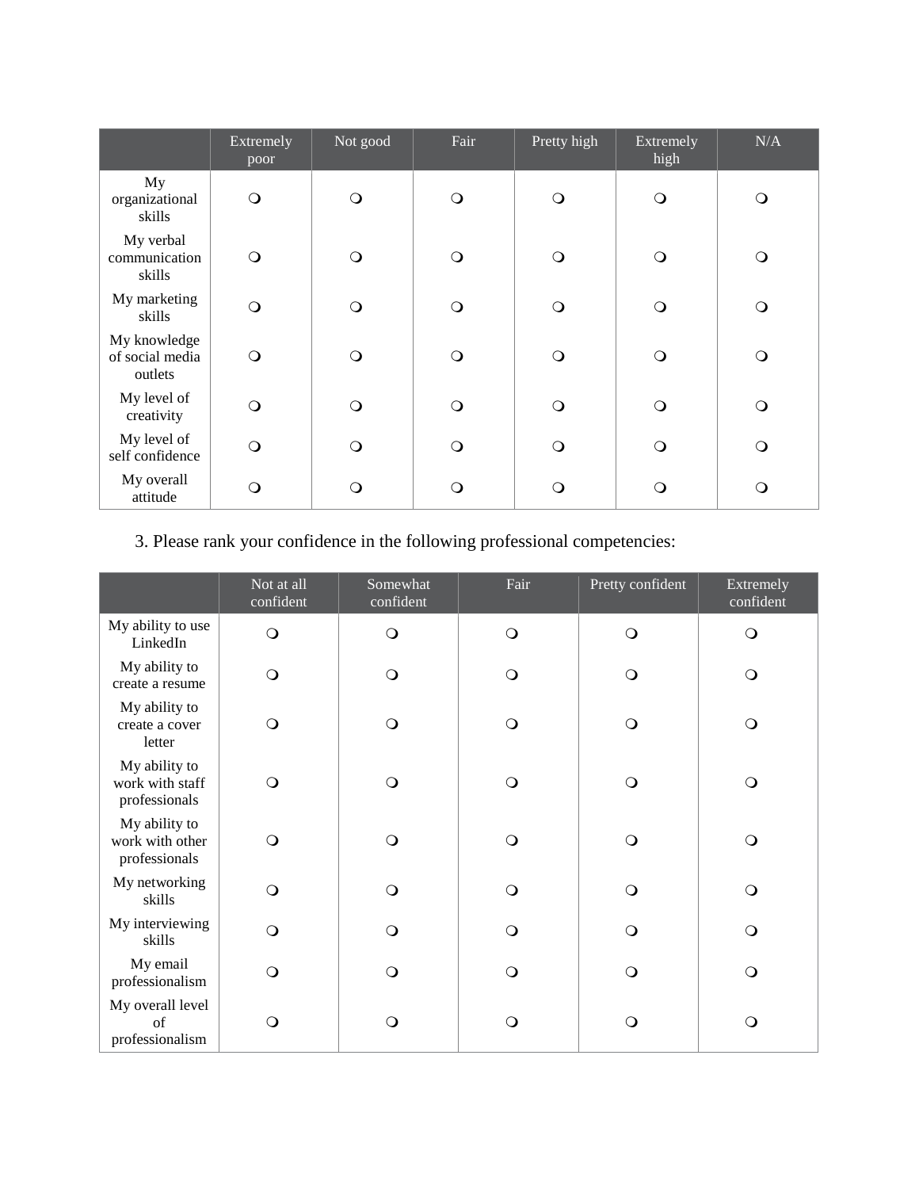| | Extremely poor | Not good | Fair | Pretty high | Extremely high | N/A |
|---|---|---|---|---|---|---|
| My organizational skills | ❍ | ❍ | ❍ | ❍ | ❍ | ❍ |
| My verbal communication skills | ❍ | ❍ | ❍ | ❍ | ❍ | ❍ |
| My marketing skills | ❍ | ❍ | ❍ | ❍ | ❍ | ❍ |
| My knowledge of social media outlets | ❍ | ❍ | ❍ | ❍ | ❍ | ❍ |
| My level of creativity | ❍ | ❍ | ❍ | ❍ | ❍ | ❍ |
| My level of self confidence | ❍ | ❍ | ❍ | ❍ | ❍ | ❍ |
| My overall attitude | ❍ | ❍ | ❍ | ❍ | ❍ | ❍ |

3. Please rank your confidence in the following professional competencies:

| | Not at all confident | Somewhat confident | Fair | Pretty confident | Extremely confident |
|---|---|---|---|---|---|
| My ability to use LinkedIn | ❍ | ❍ | ❍ | ❍ | ❍ |
| My ability to create a resume | ❍ | ❍ | ❍ | ❍ | ❍ |
| My ability to create a cover letter | ❍ | ❍ | ❍ | ❍ | ❍ |
| My ability to work with staff professionals | ❍ | ❍ | ❍ | ❍ | ❍ |
| My ability to work with other professionals | ❍ | ❍ | ❍ | ❍ | ❍ |
| My networking skills | ❍ | ❍ | ❍ | ❍ | ❍ |
| My interviewing skills | ❍ | ❍ | ❍ | ❍ | ❍ |
| My email professionalism | ❍ | ❍ | ❍ | ❍ | ❍ |
| My overall level of professionalism | ❍ | ❍ | ❍ | ❍ | ❍ |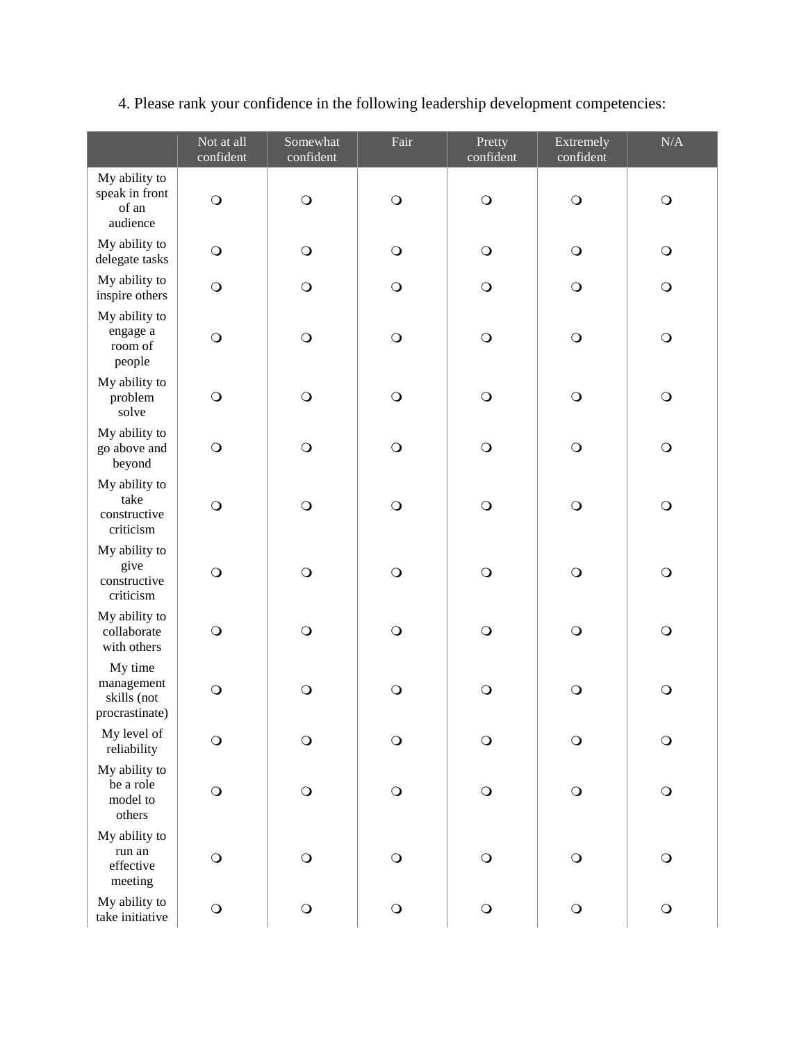4. Please rank your confidence in the following leadership development competencies:

| | Not at all confident | Somewhat confident | Fair | Pretty confident | Extremely confident | N/A |
|---|---|---|---|---|---|---|
| My ability to speak in front of an audience | ❍ | ❍ | ❍ | ❍ | ❍ | ❍ |
| My ability to delegate tasks | ❍ | ❍ | ❍ | ❍ | ❍ | ❍ |
| My ability to inspire others | ❍ | ❍ | ❍ | ❍ | ❍ | ❍ |
| My ability to engage a room of people | ❍ | ❍ | ❍ | ❍ | ❍ | ❍ |
| My ability to problem solve | ❍ | ❍ | ❍ | ❍ | ❍ | ❍ |
| My ability to go above and beyond | ❍ | ❍ | ❍ | ❍ | ❍ | ❍ |
| My ability to take constructive criticism | ❍ | ❍ | ❍ | ❍ | ❍ | ❍ |
| My ability to give constructive criticism | ❍ | ❍ | ❍ | ❍ | ❍ | ❍ |
| My ability to collaborate with others | ❍ | ❍ | ❍ | ❍ | ❍ | ❍ |
| My time management skills (not procrastinate) | ❍ | ❍ | ❍ | ❍ | ❍ | ❍ |
| My level of reliability | ❍ | ❍ | ❍ | ❍ | ❍ | ❍ |
| My ability to be a role model to others | ❍ | ❍ | ❍ | ❍ | ❍ | ❍ |
| My ability to run an effective meeting | ❍ | ❍ | ❍ | ❍ | ❍ | ❍ |
| My ability to take initiative | ❍ | ❍ | ❍ | ❍ | ❍ | ❍ |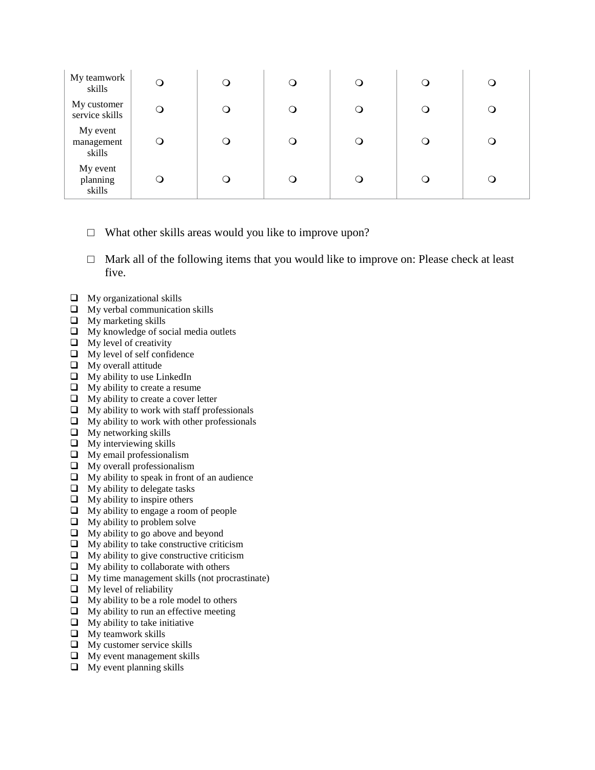| My teamwork skills | ❍ | ❍ | ❍ | ❍ | ❍ | ❍ |
|---|---|---|---|---|---|---|
| My customer service skills | ❍ | ❍ | ❍ | ❍ | ❍ | ❍ |
| My event management skills | ❍ | ❍ | ❍ | ❍ | ❍ | ❍ |
| My event planning skills | ❍ | ❍ | ❍ | ❍ | ❍ | ❍ |

□ What other skills areas would you like to improve upon?

□ Mark all of the following items that you would like to improve on: Please check at least five.

- ❑ My organizational skills
- ❑ My verbal communication skills
- ❑ My marketing skills
- ❑ My knowledge of social media outlets
- ❑ My level of creativity
- ❑ My level of self confidence
- ❑ My overall attitude
- ❑ My ability to use LinkedIn
- ❑ My ability to create a resume
- ❑ My ability to create a cover letter
- ❑ My ability to work with staff professionals
- ❑ My ability to work with other professionals
- ❑ My networking skills
- ❑ My interviewing skills
- ❑ My email professionalism
- ❑ My overall professionalism
- ❑ My ability to speak in front of an audience
- ❑ My ability to delegate tasks
- ❑ My ability to inspire others
- ❑ My ability to engage a room of people
- ❑ My ability to problem solve
- ❑ My ability to go above and beyond
- ❑ My ability to take constructive criticism
- ❑ My ability to give constructive criticism
- ❑ My ability to collaborate with others
- ❑ My time management skills (not procrastinate)
- ❑ My level of reliability
- ❑ My ability to be a role model to others
- ❑ My ability to run an effective meeting
- ❑ My ability to take initiative
- ❑ My teamwork skills
- ❑ My customer service skills
- ❑ My event management skills
- ❑ My event planning skills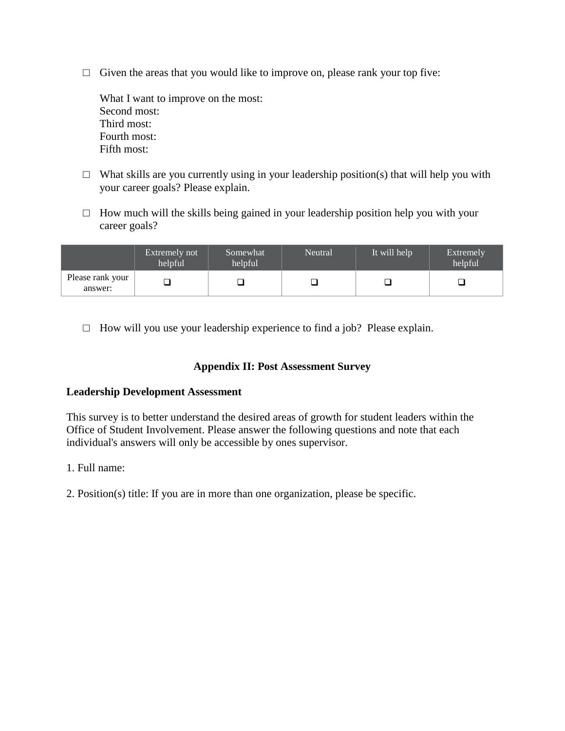□ Given the areas that you would like to improve on, please rank your top five:

What I want to improve on the most:
Second most:
Third most:
Fourth most:
Fifth most:

□ What skills are you currently using in your leadership position(s) that will help you with your career goals? Please explain.

□ How much will the skills being gained in your leadership position help you with your career goals?

| | Extremely not helpful | Somewhat helpful | Neutral | It will help | Extremely helpful |
|---|---|---|---|---|---|
| Please rank your answer: | ❑ | ❑ | ❑ | ❑ | ❑ |

□ How will you use your leadership experience to find a job?  Please explain.

## Appendix II: Post Assessment Survey

**Leadership Development Assessment**

This survey is to better understand the desired areas of growth for student leaders within the Office of Student Involvement. Please answer the following questions and note that each individual's answers will only be accessible by ones supervisor.

1. Full name:

2. Position(s) title: If you are in more than one organization, please be specific.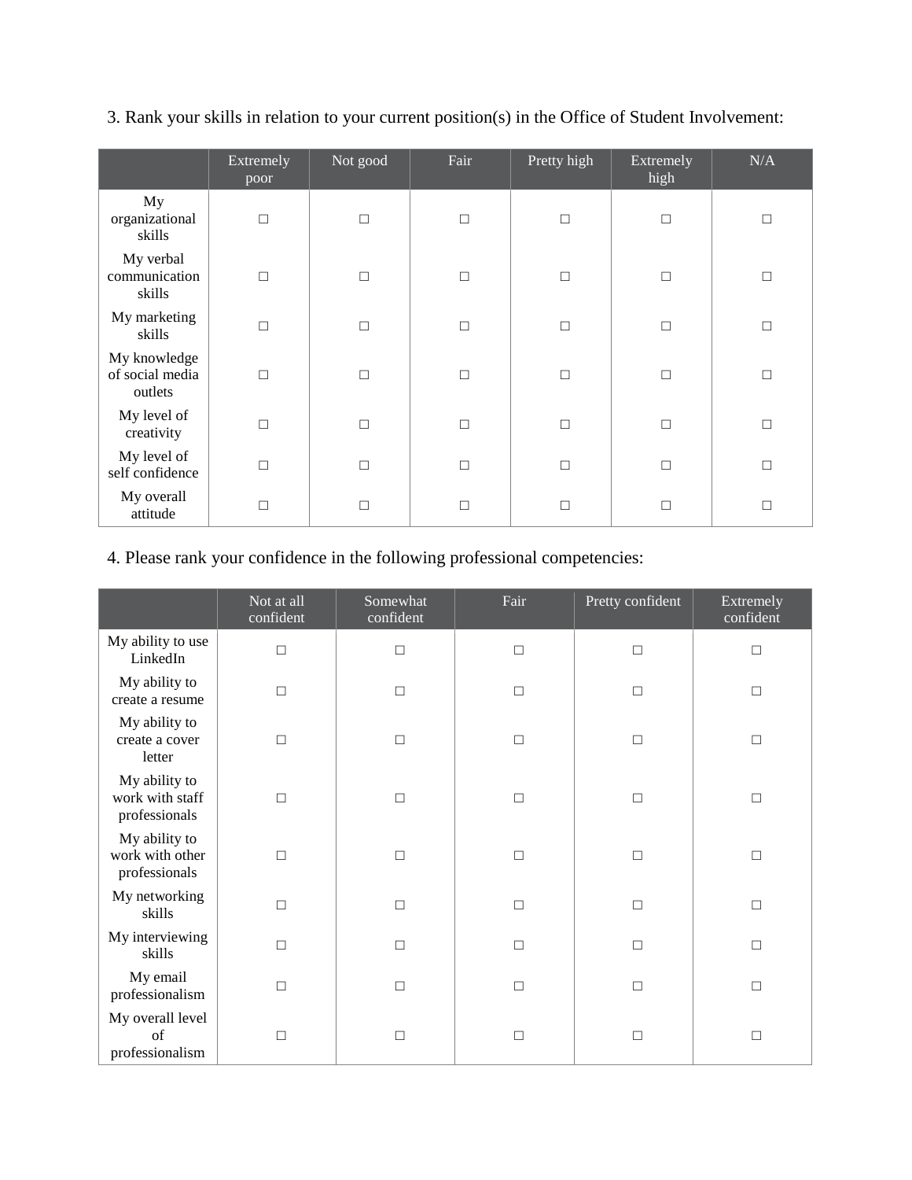3. Rank your skills in relation to your current position(s) in the Office of Student Involvement:

| | Extremely poor | Not good | Fair | Pretty high | Extremely high | N/A |
|---|---|---|---|---|---|---|
| My organizational skills | ☐ | ☐ | ☐ | ☐ | ☐ | ☐ |
| My verbal communication skills | ☐ | ☐ | ☐ | ☐ | ☐ | ☐ |
| My marketing skills | ☐ | ☐ | ☐ | ☐ | ☐ | ☐ |
| My knowledge of social media outlets | ☐ | ☐ | ☐ | ☐ | ☐ | ☐ |
| My level of creativity | ☐ | ☐ | ☐ | ☐ | ☐ | ☐ |
| My level of self confidence | ☐ | ☐ | ☐ | ☐ | ☐ | ☐ |
| My overall attitude | ☐ | ☐ | ☐ | ☐ | ☐ | ☐ |

4. Please rank your confidence in the following professional competencies:

| | Not at all confident | Somewhat confident | Fair | Pretty confident | Extremely confident |
|---|---|---|---|---|---|
| My ability to use LinkedIn | ☐ | ☐ | ☐ | ☐ | ☐ |
| My ability to create a resume | ☐ | ☐ | ☐ | ☐ | ☐ |
| My ability to create a cover letter | ☐ | ☐ | ☐ | ☐ | ☐ |
| My ability to work with staff professionals | ☐ | ☐ | ☐ | ☐ | ☐ |
| My ability to work with other professionals | ☐ | ☐ | ☐ | ☐ | ☐ |
| My networking skills | ☐ | ☐ | ☐ | ☐ | ☐ |
| My interviewing skills | ☐ | ☐ | ☐ | ☐ | ☐ |
| My email professionalism | ☐ | ☐ | ☐ | ☐ | ☐ |
| My overall level of professionalism | ☐ | ☐ | ☐ | ☐ | ☐ |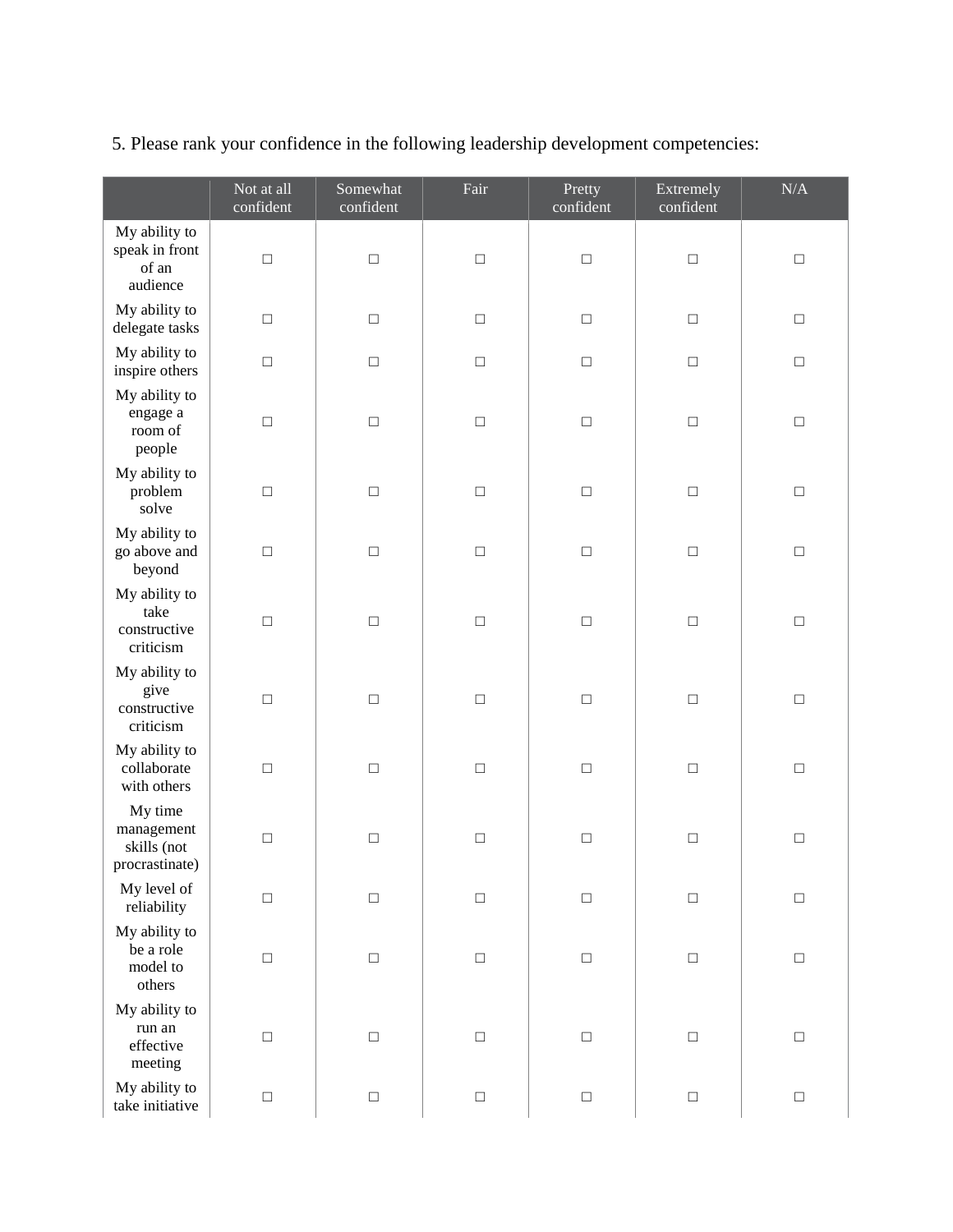5. Please rank your confidence in the following leadership development competencies:

| | Not at all confident | Somewhat confident | Fair | Pretty confident | Extremely confident | N/A |
|---|---|---|---|---|---|---|
| My ability to speak in front of an audience | ☐ | ☐ | ☐ | ☐ | ☐ | ☐ |
| My ability to delegate tasks | ☐ | ☐ | ☐ | ☐ | ☐ | ☐ |
| My ability to inspire others | ☐ | ☐ | ☐ | ☐ | ☐ | ☐ |
| My ability to engage a room of people | ☐ | ☐ | ☐ | ☐ | ☐ | ☐ |
| My ability to problem solve | ☐ | ☐ | ☐ | ☐ | ☐ | ☐ |
| My ability to go above and beyond | ☐ | ☐ | ☐ | ☐ | ☐ | ☐ |
| My ability to take constructive criticism | ☐ | ☐ | ☐ | ☐ | ☐ | ☐ |
| My ability to give constructive criticism | ☐ | ☐ | ☐ | ☐ | ☐ | ☐ |
| My ability to collaborate with others | ☐ | ☐ | ☐ | ☐ | ☐ | ☐ |
| My time management skills (not procrastinate) | ☐ | ☐ | ☐ | ☐ | ☐ | ☐ |
| My level of reliability | ☐ | ☐ | ☐ | ☐ | ☐ | ☐ |
| My ability to be a role model to others | ☐ | ☐ | ☐ | ☐ | ☐ | ☐ |
| My ability to run an effective meeting | ☐ | ☐ | ☐ | ☐ | ☐ | ☐ |
| My ability to take initiative | ☐ | ☐ | ☐ | ☐ | ☐ | ☐ |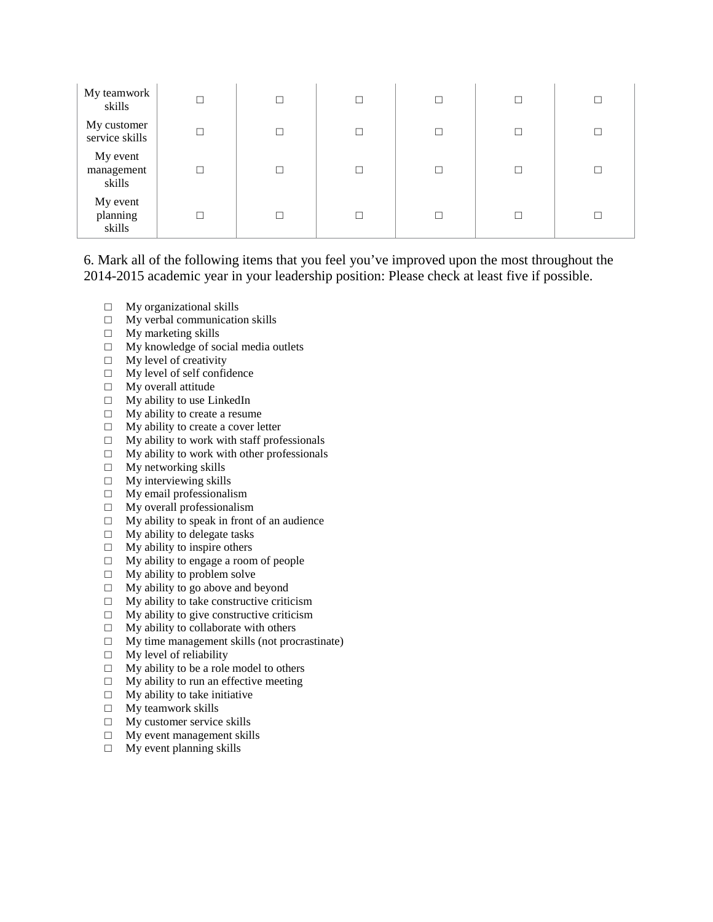| | | | | | | |
|---|---|---|---|---|---|---|
| My teamwork skills | ☐ | ☐ | ☐ | ☐ | ☐ | ☐ |
| My customer service skills | ☐ | ☐ | ☐ | ☐ | ☐ | ☐ |
| My event management skills | ☐ | ☐ | ☐ | ☐ | ☐ | ☐ |
| My event planning skills | ☐ | ☐ | ☐ | ☐ | ☐ | ☐ |

6. Mark all of the following items that you feel you've improved upon the most throughout the 2014-2015 academic year in your leadership position: Please check at least five if possible.

- ☐ My organizational skills
- ☐ My verbal communication skills
- ☐ My marketing skills
- ☐ My knowledge of social media outlets
- ☐ My level of creativity
- ☐ My level of self confidence
- ☐ My overall attitude
- ☐ My ability to use LinkedIn
- ☐ My ability to create a resume
- ☐ My ability to create a cover letter
- ☐ My ability to work with staff professionals
- ☐ My ability to work with other professionals
- ☐ My networking skills
- ☐ My interviewing skills
- ☐ My email professionalism
- ☐ My overall professionalism
- ☐ My ability to speak in front of an audience
- ☐ My ability to delegate tasks
- ☐ My ability to inspire others
- ☐ My ability to engage a room of people
- ☐ My ability to problem solve
- ☐ My ability to go above and beyond
- ☐ My ability to take constructive criticism
- ☐ My ability to give constructive criticism
- ☐ My ability to collaborate with others
- ☐ My time management skills (not procrastinate)
- ☐ My level of reliability
- ☐ My ability to be a role model to others
- ☐ My ability to run an effective meeting
- ☐ My ability to take initiative
- ☐ My teamwork skills
- ☐ My customer service skills
- ☐ My event management skills
- ☐ My event planning skills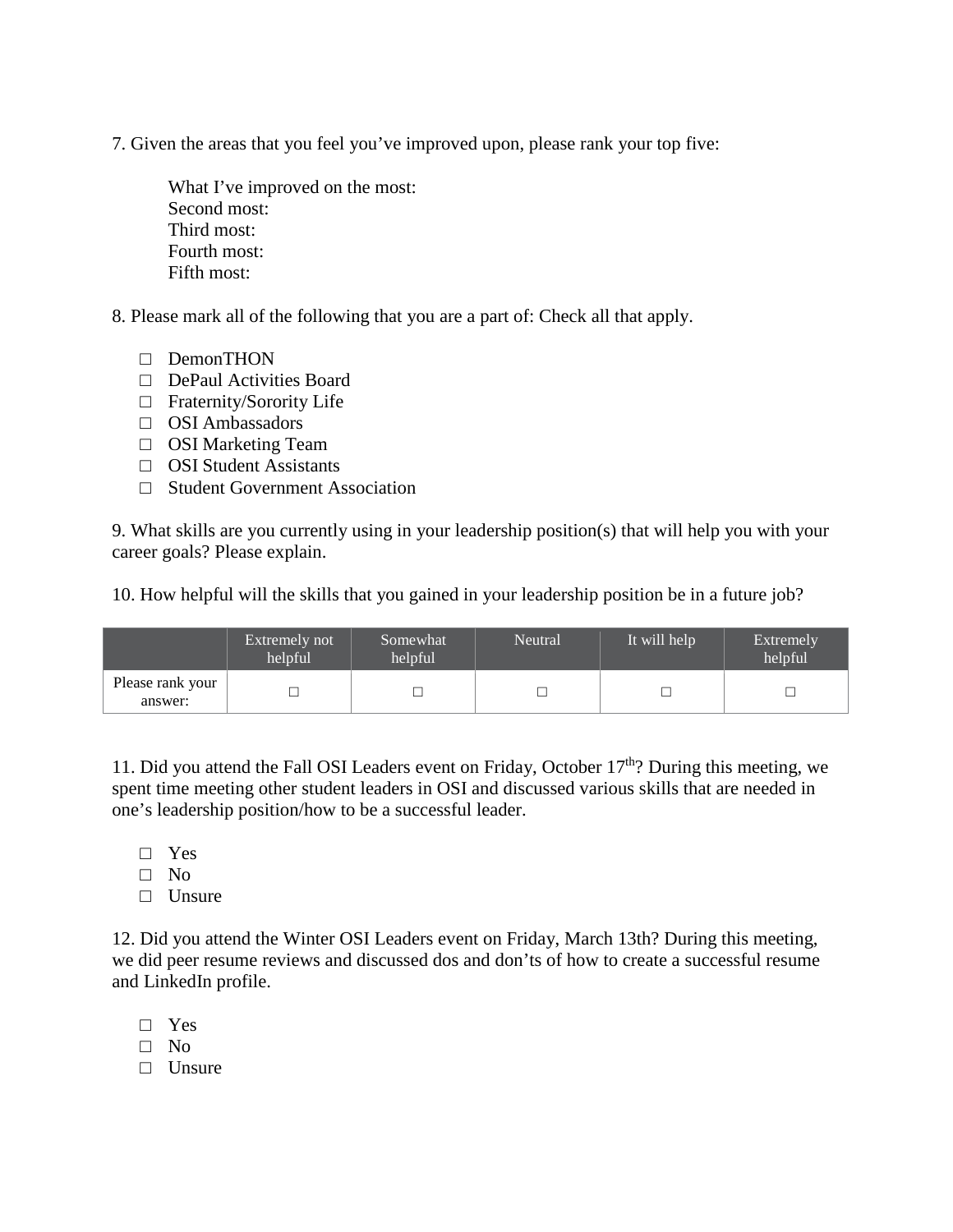7. Given the areas that you feel you've improved upon, please rank your top five:

What I've improved on the most:
Second most:
Third most:
Fourth most:
Fifth most:

8. Please mark all of the following that you are a part of: Check all that apply.

- ☐ DemonTHON
- ☐ DePaul Activities Board
- ☐ Fraternity/Sorority Life
- ☐ OSI Ambassadors
- ☐ OSI Marketing Team
- ☐ OSI Student Assistants
- ☐ Student Government Association

9. What skills are you currently using in your leadership position(s) that will help you with your career goals? Please explain.

10. How helpful will the skills that you gained in your leadership position be in a future job?

| | Extremely not helpful | Somewhat helpful | Neutral | It will help | Extremely helpful |
|---|---|---|---|---|---|
| Please rank your answer: | ☐ | ☐ | ☐ | ☐ | ☐ |

11. Did you attend the Fall OSI Leaders event on Friday, October 17th? During this meeting, we spent time meeting other student leaders in OSI and discussed various skills that are needed in one's leadership position/how to be a successful leader.

- ☐ Yes
- ☐ No
- ☐ Unsure

12. Did you attend the Winter OSI Leaders event on Friday, March 13th? During this meeting, we did peer resume reviews and discussed dos and don'ts of how to create a successful resume and LinkedIn profile.

- ☐ Yes
- ☐ No
- ☐ Unsure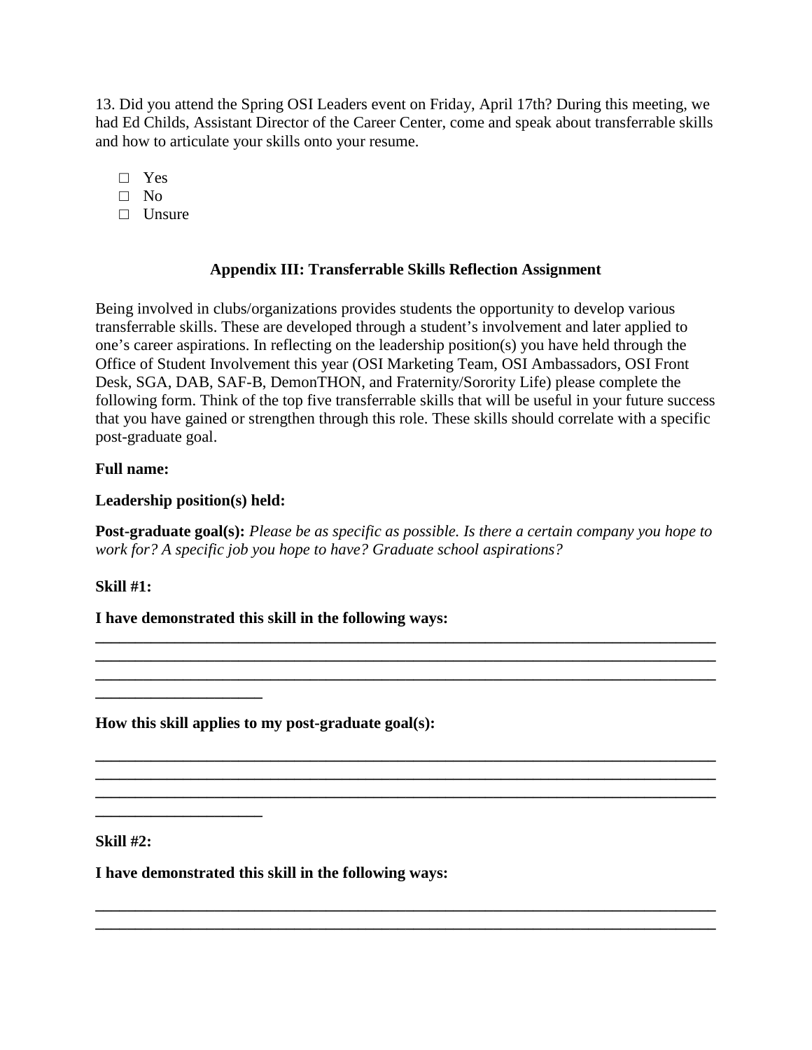13. Did you attend the Spring OSI Leaders event on Friday, April 17th? During this meeting, we had Ed Childs, Assistant Director of the Career Center, come and speak about transferrable skills and how to articulate your skills onto your resume.

- □ Yes
- □ No
- □ Unsure

### Appendix III: Transferrable Skills Reflection Assignment

Being involved in clubs/organizations provides students the opportunity to develop various transferrable skills. These are developed through a student's involvement and later applied to one's career aspirations. In reflecting on the leadership position(s) you have held through the Office of Student Involvement this year (OSI Marketing Team, OSI Ambassadors, OSI Front Desk, SGA, DAB, SAF-B, DemonTHON, and Fraternity/Sorority Life) please complete the following form. Think of the top five transferrable skills that will be useful in your future success that you have gained or strengthen through this role. These skills should correlate with a specific post-graduate goal.

**Full name:**

**Leadership position(s) held:**

**Post-graduate goal(s):** *Please be as specific as possible. Is there a certain company you hope to work for? A specific job you hope to have? Graduate school aspirations?*

**Skill #1:**

**I have demonstrated this skill in the following ways:**

______________________________________________________________________________
______________________________________________________________________________
______________________________________________________________________________
_____________________

**How this skill applies to my post-graduate goal(s):**

______________________________________________________________________________
______________________________________________________________________________
______________________________________________________________________________
_____________________

**Skill #2:**

**I have demonstrated this skill in the following ways:**

______________________________________________________________________________
______________________________________________________________________________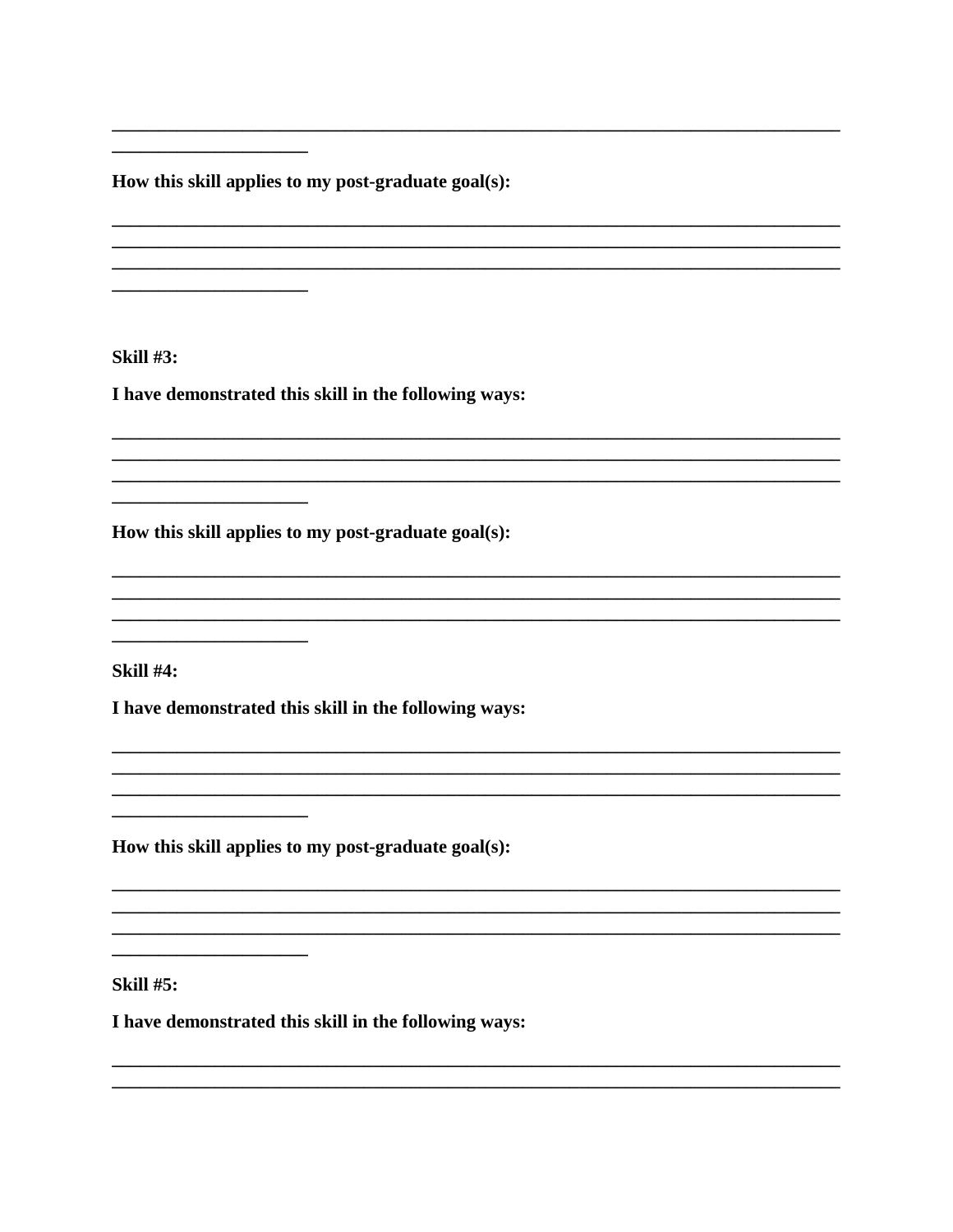______________________________________________________________________________
_____________________

**How this skill applies to my post-graduate goal(s):**

______________________________________________________________________________
______________________________________________________________________________
______________________________________________________________________________
_____________________

**Skill #3:**

**I have demonstrated this skill in the following ways:**

______________________________________________________________________________
______________________________________________________________________________
______________________________________________________________________________
_____________________

**How this skill applies to my post-graduate goal(s):**

______________________________________________________________________________
______________________________________________________________________________
______________________________________________________________________________
_____________________

**Skill #4:**

**I have demonstrated this skill in the following ways:**

______________________________________________________________________________
______________________________________________________________________________
______________________________________________________________________________
_____________________

**How this skill applies to my post-graduate goal(s):**

______________________________________________________________________________
______________________________________________________________________________
______________________________________________________________________________
_____________________

**Skill #5:**

**I have demonstrated this skill in the following ways:**

______________________________________________________________________________
______________________________________________________________________________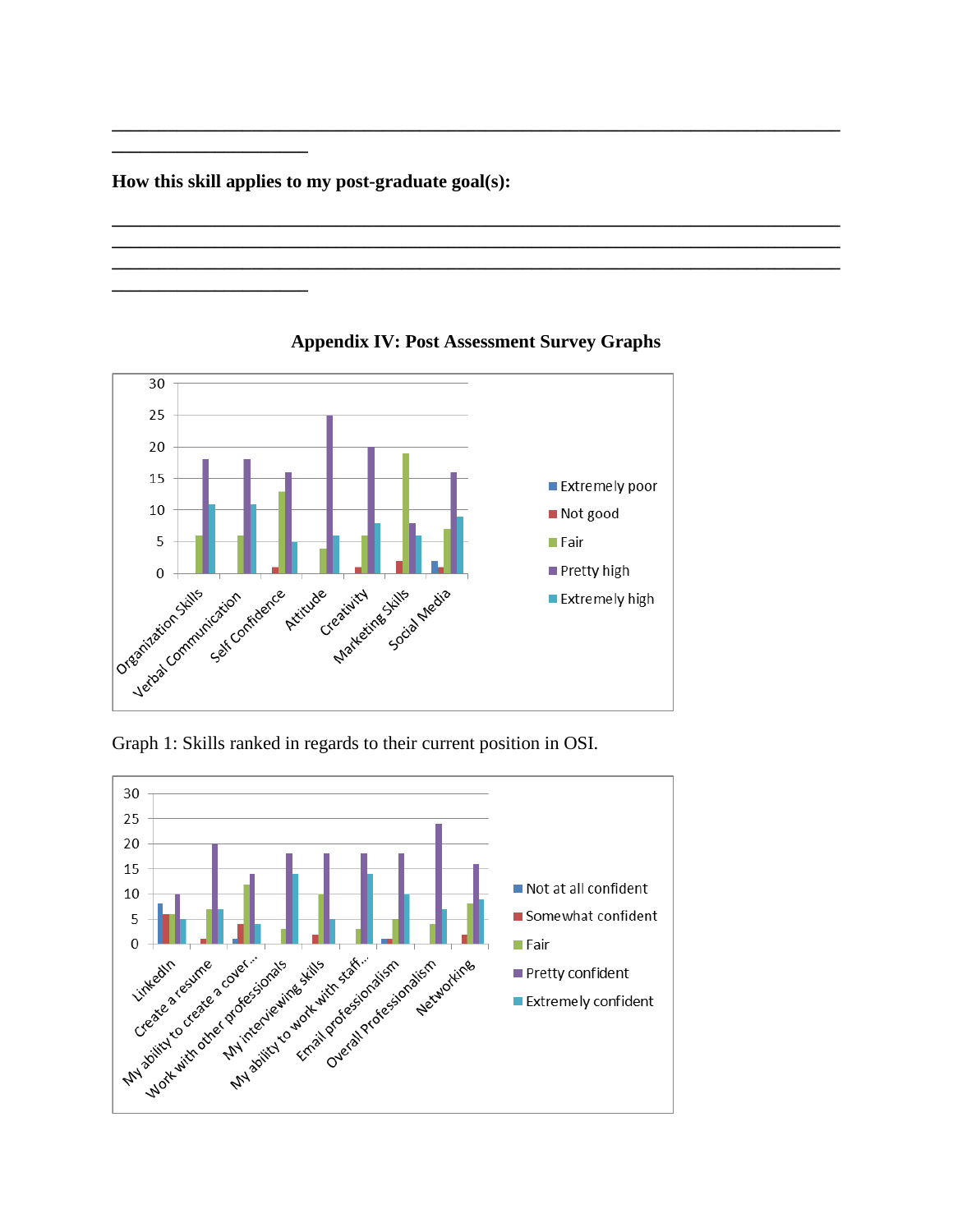______________________________________________________________________________
______________________

**How this skill applies to my post-graduate goal(s):**

______________________________________________________________________________
______________________________________________________________________________
______________________________________________________________________________
______________________

## Appendix IV: Post Assessment Survey Graphs

Graph 1: Skills ranked in regards to their current position in OSI.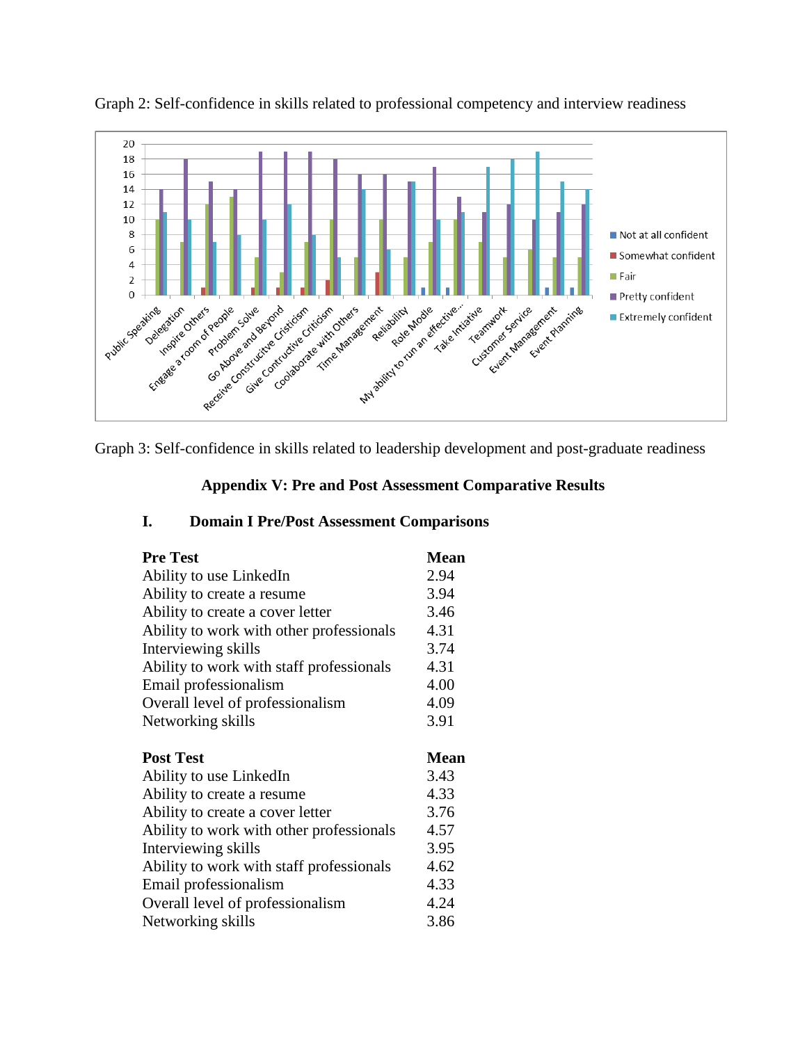Graph 2: Self-confidence in skills related to professional competency and interview readiness

Graph 3: Self-confidence in skills related to leadership development and post-graduate readiness

## Appendix V: Pre and Post Assessment Comparative Results

### I. Domain I Pre/Post Assessment Comparisons

| **Pre Test** | **Mean** |
|---|---|
| Ability to use LinkedIn | 2.94 |
| Ability to create a resume | 3.94 |
| Ability to create a cover letter | 3.46 |
| Ability to work with other professionals | 4.31 |
| Interviewing skills | 3.74 |
| Ability to work with staff professionals | 4.31 |
| Email professionalism | 4.00 |
| Overall level of professionalism | 4.09 |
| Networking skills | 3.91 |

| **Post Test** | **Mean** |
|---|---|
| Ability to use LinkedIn | 3.43 |
| Ability to create a resume | 4.33 |
| Ability to create a cover letter | 3.76 |
| Ability to work with other professionals | 4.57 |
| Interviewing skills | 3.95 |
| Ability to work with staff professionals | 4.62 |
| Email professionalism | 4.33 |
| Overall level of professionalism | 4.24 |
| Networking skills | 3.86 |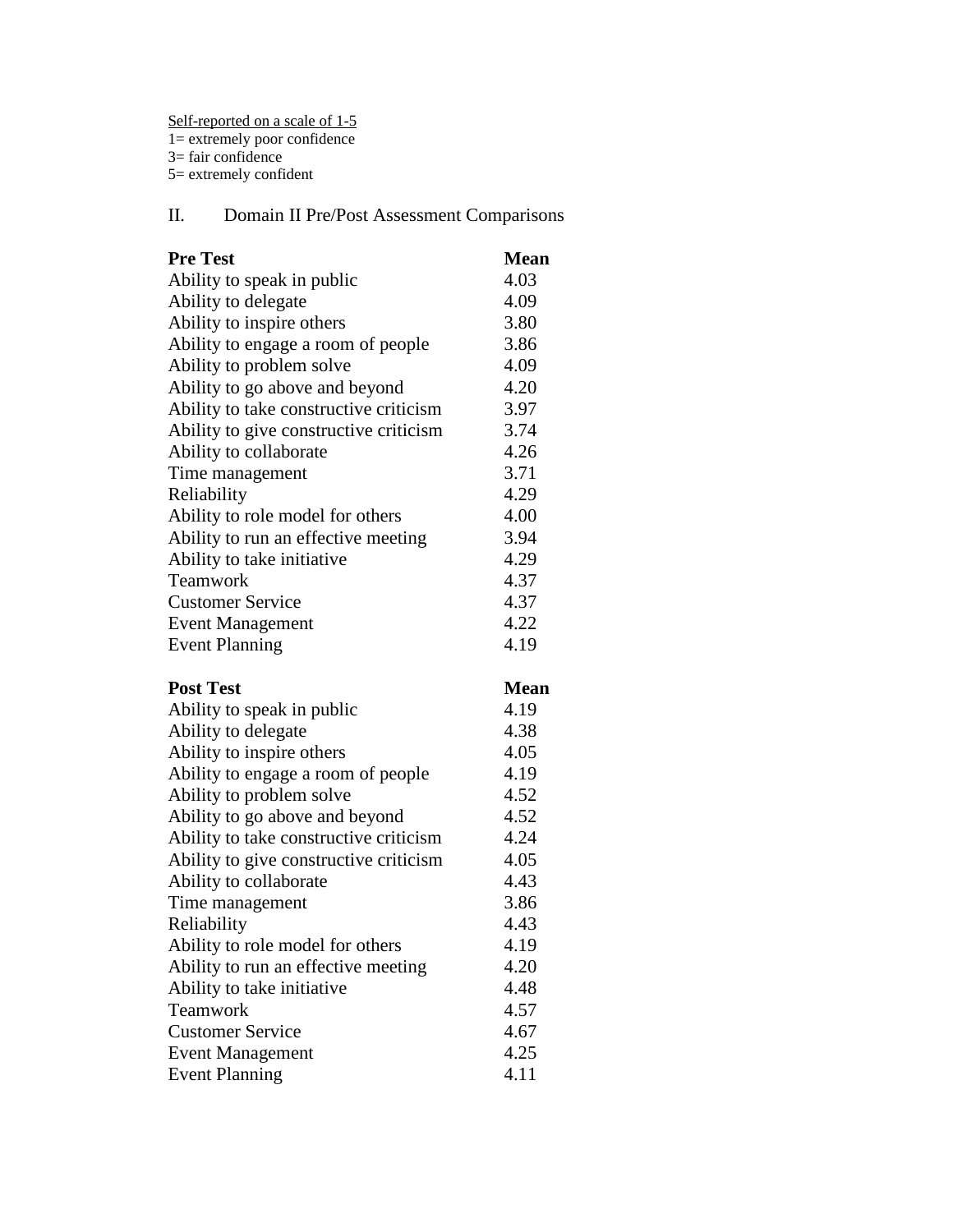Self-reported on a scale of 1-5
1= extremely poor confidence
3= fair confidence
5= extremely confident

## II. Domain II Pre/Post Assessment Comparisons

| **Pre Test** | **Mean** |
|---|---|
| Ability to speak in public | 4.03 |
| Ability to delegate | 4.09 |
| Ability to inspire others | 3.80 |
| Ability to engage a room of people | 3.86 |
| Ability to problem solve | 4.09 |
| Ability to go above and beyond | 4.20 |
| Ability to take constructive criticism | 3.97 |
| Ability to give constructive criticism | 3.74 |
| Ability to collaborate | 4.26 |
| Time management | 3.71 |
| Reliability | 4.29 |
| Ability to role model for others | 4.00 |
| Ability to run an effective meeting | 3.94 |
| Ability to take initiative | 4.29 |
| Teamwork | 4.37 |
| Customer Service | 4.37 |
| Event Management | 4.22 |
| Event Planning | 4.19 |

| **Post Test** | **Mean** |
|---|---|
| Ability to speak in public | 4.19 |
| Ability to delegate | 4.38 |
| Ability to inspire others | 4.05 |
| Ability to engage a room of people | 4.19 |
| Ability to problem solve | 4.52 |
| Ability to go above and beyond | 4.52 |
| Ability to take constructive criticism | 4.24 |
| Ability to give constructive criticism | 4.05 |
| Ability to collaborate | 4.43 |
| Time management | 3.86 |
| Reliability | 4.43 |
| Ability to role model for others | 4.19 |
| Ability to run an effective meeting | 4.20 |
| Ability to take initiative | 4.48 |
| Teamwork | 4.57 |
| Customer Service | 4.67 |
| Event Management | 4.25 |
| Event Planning | 4.11 |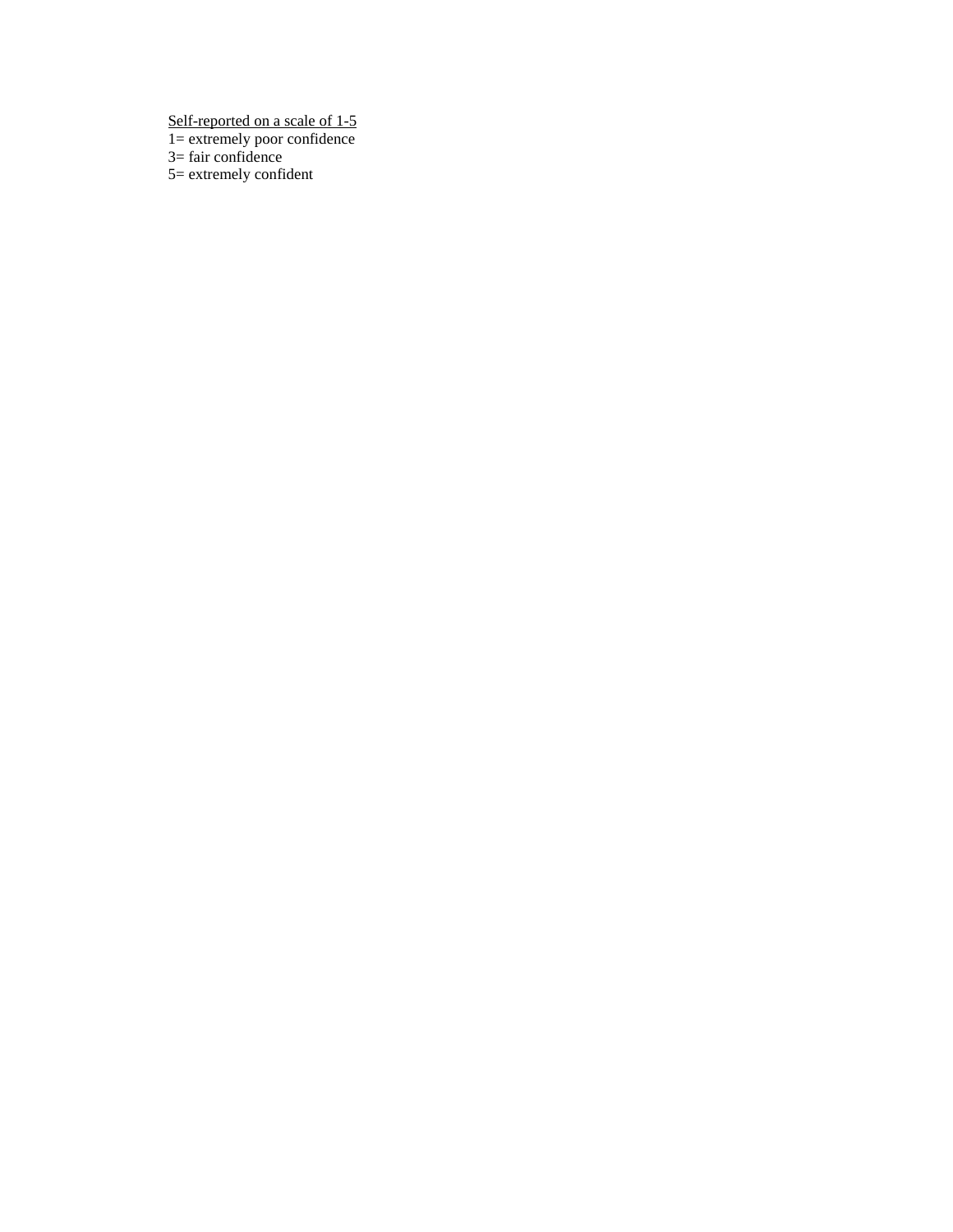<u>Self-reported on a scale of 1-5</u>
1= extremely poor confidence
3= fair confidence
5= extremely confident